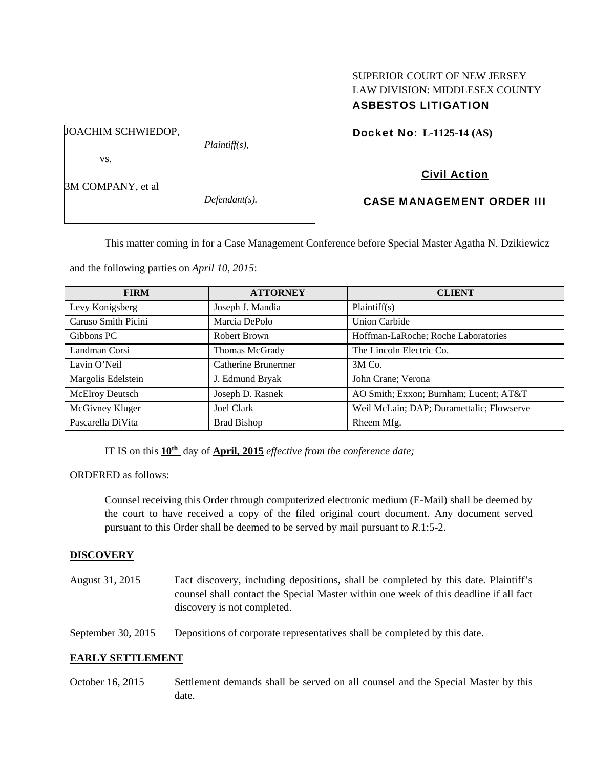SUPERIOR COURT OF NEW JERSEY
LAW DIVISION: MIDDLESEX COUNTY
**ASBESTOS LITIGATION**

JOACHIM SCHWIEDOP,
*Plaintiff(s),*

vs.

3M COMPANY, et al
*Defendant(s).*

**Docket No: L-1125-14 (AS)**

**Civil Action**

**CASE MANAGEMENT ORDER III**

This matter coming in for a Case Management Conference before Special Master Agatha N. Dzikiewicz and the following parties on *April 10, 2015*:

| FIRM | ATTORNEY | CLIENT |
|---|---|---|
| Levy Konigsberg | Joseph J. Mandia | Plaintiff(s) |
| Caruso Smith Picini | Marcia DePolo | Union Carbide |
| Gibbons PC | Robert Brown | Hoffman-LaRoche; Roche Laboratories |
| Landman Corsi | Thomas McGrady | The Lincoln Electric Co. |
| Lavin O'Neil | Catherine Brunermer | 3M Co. |
| Margolis Edelstein | J. Edmund Bryak | John Crane; Verona |
| McElroy Deutsch | Joseph D. Rasnek | AO Smith; Exxon; Burnham; Lucent; AT&T |
| McGivney Kluger | Joel Clark | Weil McLain; DAP; Durametallic; Flowserve |
| Pascarella DiVita | Brad Bishop | Rheem Mfg. |

IT IS on this **10th** day of **April, 2015** *effective from the conference date;*

ORDERED as follows:

Counsel receiving this Order through computerized electronic medium (E-Mail) shall be deemed by the court to have received a copy of the filed original court document. Any document served pursuant to this Order shall be deemed to be served by mail pursuant to *R*.1:5-2.

**DISCOVERY**

August 31, 2015 — Fact discovery, including depositions, shall be completed by this date. Plaintiff's counsel shall contact the Special Master within one week of this deadline if all fact discovery is not completed.

September 30, 2015 — Depositions of corporate representatives shall be completed by this date.

**EARLY SETTLEMENT**

October 16, 2015 — Settlement demands shall be served on all counsel and the Special Master by this date.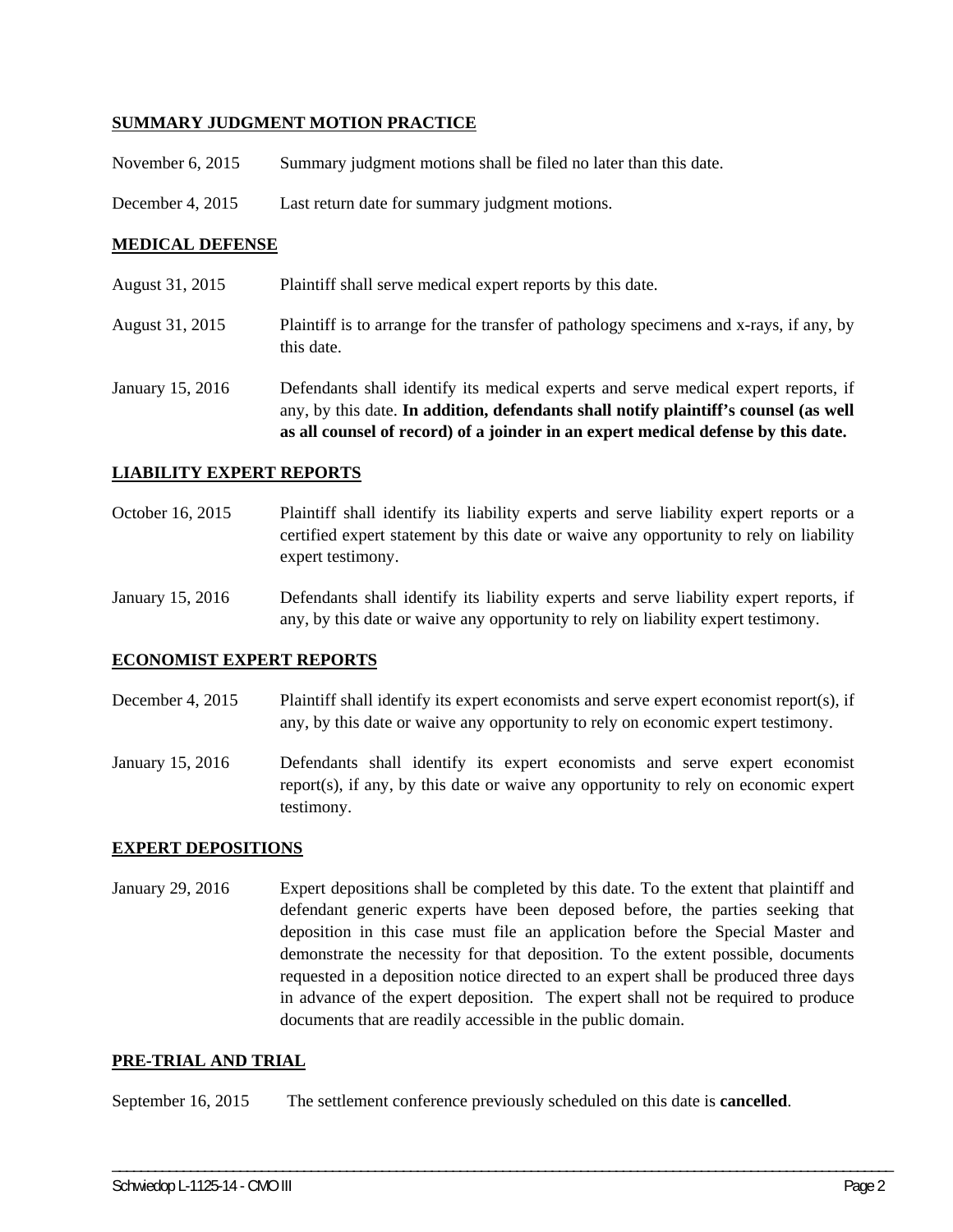## SUMMARY JUDGMENT MOTION PRACTICE

| | |
|---|---|
| November 6, 2015 | Summary judgment motions shall be filed no later than this date. |
| December 4, 2015 | Last return date for summary judgment motions. |

## MEDICAL DEFENSE

| | |
|---|---|
| August 31, 2015 | Plaintiff shall serve medical expert reports by this date. |
| August 31, 2015 | Plaintiff is to arrange for the transfer of pathology specimens and x-rays, if any, by this date. |
| January 15, 2016 | Defendants shall identify its medical experts and serve medical expert reports, if any, by this date. **In addition, defendants shall notify plaintiff's counsel (as well as all counsel of record) of a joinder in an expert medical defense by this date.** |

## LIABILITY EXPERT REPORTS

| | |
|---|---|
| October 16, 2015 | Plaintiff shall identify its liability experts and serve liability expert reports or a certified expert statement by this date or waive any opportunity to rely on liability expert testimony. |
| January 15, 2016 | Defendants shall identify its liability experts and serve liability expert reports, if any, by this date or waive any opportunity to rely on liability expert testimony. |

## ECONOMIST EXPERT REPORTS

| | |
|---|---|
| December 4, 2015 | Plaintiff shall identify its expert economists and serve expert economist report(s), if any, by this date or waive any opportunity to rely on economic expert testimony. |
| January 15, 2016 | Defendants shall identify its expert economists and serve expert economist report(s), if any, by this date or waive any opportunity to rely on economic expert testimony. |

## EXPERT DEPOSITIONS

| | |
|---|---|
| January 29, 2016 | Expert depositions shall be completed by this date. To the extent that plaintiff and defendant generic experts have been deposed before, the parties seeking that deposition in this case must file an application before the Special Master and demonstrate the necessity for that deposition. To the extent possible, documents requested in a deposition notice directed to an expert shall be produced three days in advance of the expert deposition. The expert shall not be required to produce documents that are readily accessible in the public domain. |

## PRE-TRIAL AND TRIAL

| | |
|---|---|
| September 16, 2015 | The settlement conference previously scheduled on this date is **cancelled**. |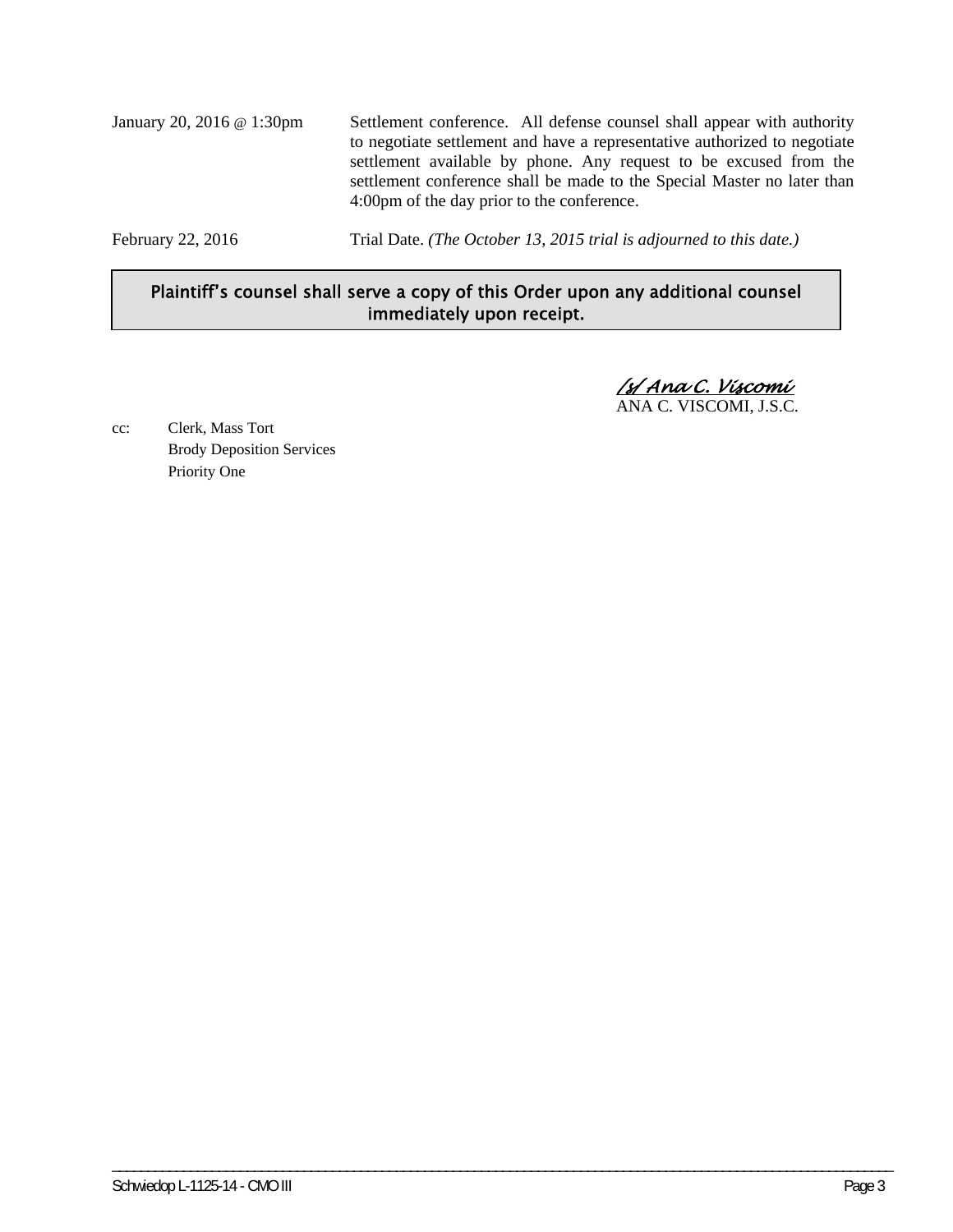| | |
|---|---|
| January 20, 2016 @ 1:30pm | Settlement conference. All defense counsel shall appear with authority to negotiate settlement and have a representative authorized to negotiate settlement available by phone. Any request to be excused from the settlement conference shall be made to the Special Master no later than 4:00pm of the day prior to the conference. |
| February 22, 2016 | Trial Date. *(The October 13, 2015 trial is adjourned to this date.)* |

**Plaintiff's counsel shall serve a copy of this Order upon any additional counsel immediately upon receipt.**

*/s/ Ana C. Viscomi*
ANA C. VISCOMI, J.S.C.

cc: Clerk, Mass Tort
Brody Deposition Services
Priority One